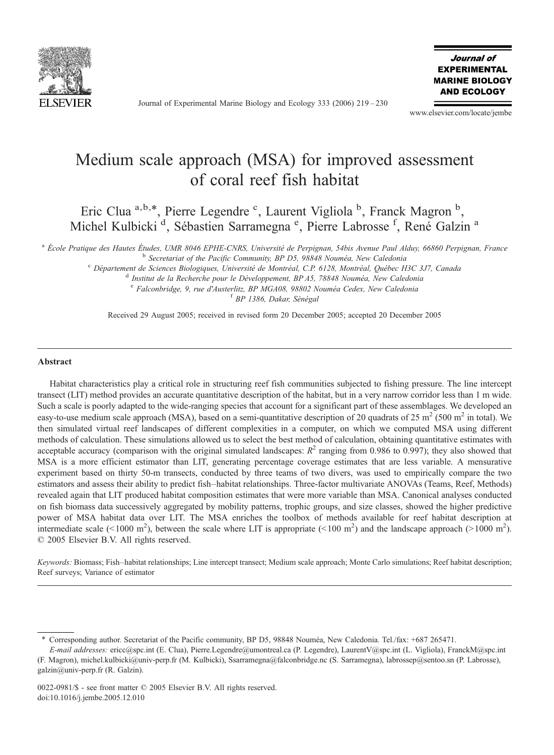# Medium scale approach (MSA) for improved assessment of coral reef fish habitat

Eric Clua [a,b,*], Pierre Legendre [c], Laurent Vigliola [b], Franck Magron [b], Michel Kulbicki [d], Sébastien Sarramegna [e], Pierre Labrosse [f], René Galzin [a]

[a] *École Pratique des Hautes Études, UMR 8046 EPHE-CNRS, Université de Perpignan, 54bis Avenue Paul Alduy, 66860 Perpignan, France*
[b] *Secretariat of the Pacific Community, BP D5, 98848 Nouméa, New Caledonia*
[c] *Département de Sciences Biologiques, Université de Montréal, C.P. 6128, Montréal, Québec H3C 3J7, Canada*
[d] *Institut de la Recherche pour le Développement, BP A5, 78848 Nouméa, New Caledonia*
[e] *Falconbridge, 9, rue d'Austerlitz, BP MGA08, 98802 Nouméa Cedex, New Caledonia*
[f] *BP 1386, Dakar, Sénégal*

Received 29 August 2005; received in revised form 20 December 2005; accepted 20 December 2005

## Abstract

Habitat characteristics play a critical role in structuring reef fish communities subjected to fishing pressure. The line intercept transect (LIT) method provides an accurate quantitative description of the habitat, but in a very narrow corridor less than 1 m wide. Such a scale is poorly adapted to the wide-ranging species that account for a significant part of these assemblages. We developed an easy-to-use medium scale approach (MSA), based on a semi-quantitative description of 20 quadrats of 25 m$^2$ (500 m$^2$ in total). We then simulated virtual reef landscapes of different complexities in a computer, on which we computed MSA using different methods of calculation. These simulations allowed us to select the best method of calculation, obtaining quantitative estimates with acceptable accuracy (comparison with the original simulated landscapes: $R^2$ ranging from 0.986 to 0.997); they also showed that MSA is a more efficient estimator than LIT, generating percentage coverage estimates that are less variable. A mensurative experiment based on thirty 50-m transects, conducted by three teams of two divers, was used to empirically compare the two estimators and assess their ability to predict fish–habitat relationships. Three-factor multivariate ANOVAs (Teams, Reef, Methods) revealed again that LIT produced habitat composition estimates that were more variable than MSA. Canonical analyses conducted on fish biomass data successively aggregated by mobility patterns, trophic groups, and size classes, showed the higher predictive power of MSA habitat data over LIT. The MSA enriches the toolbox of methods available for reef habitat description at intermediate scale (<1000 m$^2$), between the scale where LIT is appropriate (<100 m$^2$) and the landscape approach (>1000 m$^2$).
© 2005 Elsevier B.V. All rights reserved.

*Keywords:* Biomass; Fish–habitat relationships; Line intercept transect; Medium scale approach; Monte Carlo simulations; Reef habitat description; Reef surveys; Variance of estimator

---

\* Corresponding author. Secretariat of the Pacific community, BP D5, 98848 Nouméa, New Caledonia. Tel./fax: +687 265471.
*E-mail addresses:* ericc@spc.int (E. Clua), Pierre.Legendre@umontreal.ca (P. Legendre), LaurentV@spc.int (L. Vigliola), FranckM@spc.int (F. Magron), michel.kulbicki@univ-perp.fr (M. Kulbicki), Ssarramegna@falconbridge.nc (S. Sarramegna), labrossep@sentoo.sn (P. Labrosse), galzin@univ-perp.fr (R. Galzin).

0022-0981/$ - see front matter © 2005 Elsevier B.V. All rights reserved.
doi:10.1016/j.jembe.2005.12.010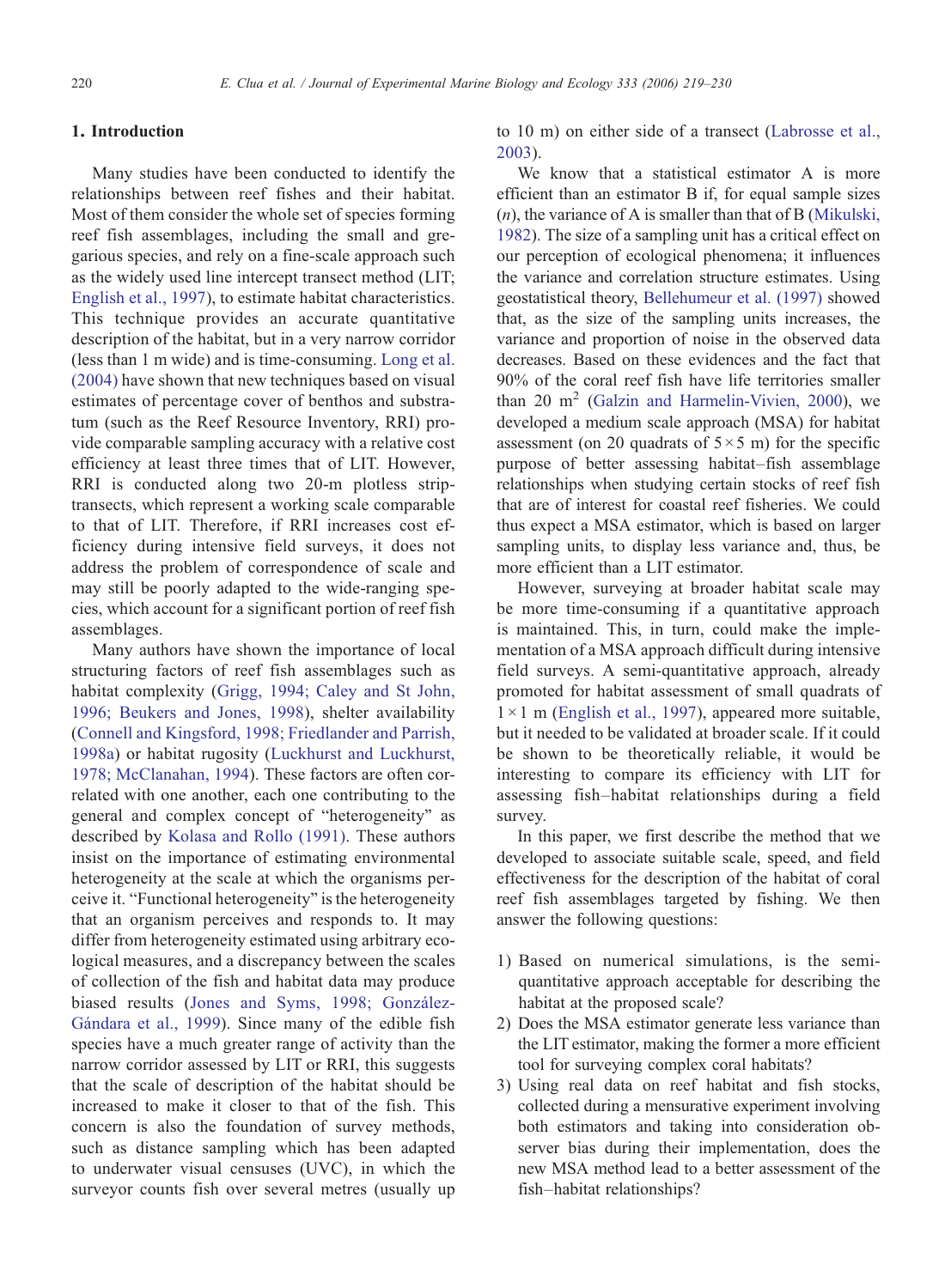## 1. Introduction

Many studies have been conducted to identify the relationships between reef fishes and their habitat. Most of them consider the whole set of species forming reef fish assemblages, including the small and gregarious species, and rely on a fine-scale approach such as the widely used line intercept transect method (LIT; English et al., 1997), to estimate habitat characteristics. This technique provides an accurate quantitative description of the habitat, but in a very narrow corridor (less than 1 m wide) and is time-consuming. Long et al. (2004) have shown that new techniques based on visual estimates of percentage cover of benthos and substratum (such as the Reef Resource Inventory, RRI) provide comparable sampling accuracy with a relative cost efficiency at least three times that of LIT. However, RRI is conducted along two 20-m plotless strip-transects, which represent a working scale comparable to that of LIT. Therefore, if RRI increases cost efficiency during intensive field surveys, it does not address the problem of correspondence of scale and may still be poorly adapted to the wide-ranging species, which account for a significant portion of reef fish assemblages.

Many authors have shown the importance of local structuring factors of reef fish assemblages such as habitat complexity (Grigg, 1994; Caley and St John, 1996; Beukers and Jones, 1998), shelter availability (Connell and Kingsford, 1998; Friedlander and Parrish, 1998a) or habitat rugosity (Luckhurst and Luckhurst, 1978; McClanahan, 1994). These factors are often correlated with one another, each one contributing to the general and complex concept of "heterogeneity" as described by Kolasa and Rollo (1991). These authors insist on the importance of estimating environmental heterogeneity at the scale at which the organisms perceive it. "Functional heterogeneity" is the heterogeneity that an organism perceives and responds to. It may differ from heterogeneity estimated using arbitrary ecological measures, and a discrepancy between the scales of collection of the fish and habitat data may produce biased results (Jones and Syms, 1998; González-Gándara et al., 1999). Since many of the edible fish species have a much greater range of activity than the narrow corridor assessed by LIT or RRI, this suggests that the scale of description of the habitat should be increased to make it closer to that of the fish. This concern is also the foundation of survey methods, such as distance sampling which has been adapted to underwater visual censuses (UVC), in which the surveyor counts fish over several metres (usually up to 10 m) on either side of a transect (Labrosse et al., 2003).

We know that a statistical estimator A is more efficient than an estimator B if, for equal sample sizes ($n$), the variance of A is smaller than that of B (Mikulski, 1982). The size of a sampling unit has a critical effect on our perception of ecological phenomena; it influences the variance and correlation structure estimates. Using geostatistical theory, Bellehumeur et al. (1997) showed that, as the size of the sampling units increases, the variance and proportion of noise in the observed data decreases. Based on these evidences and the fact that 90% of the coral reef fish have life territories smaller than 20 m$^2$ (Galzin and Harmelin-Vivien, 2000), we developed a medium scale approach (MSA) for habitat assessment (on 20 quadrats of $5 \times 5$ m) for the specific purpose of better assessing habitat–fish assemblage relationships when studying certain stocks of reef fish that are of interest for coastal reef fisheries. We could thus expect a MSA estimator, which is based on larger sampling units, to display less variance and, thus, be more efficient than a LIT estimator.

However, surveying at broader habitat scale may be more time-consuming if a quantitative approach is maintained. This, in turn, could make the implementation of a MSA approach difficult during intensive field surveys. A semi-quantitative approach, already promoted for habitat assessment of small quadrats of $1 \times 1$ m (English et al., 1997), appeared more suitable, but it needed to be validated at broader scale. If it could be shown to be theoretically reliable, it would be interesting to compare its efficiency with LIT for assessing fish–habitat relationships during a field survey.

In this paper, we first describe the method that we developed to associate suitable scale, speed, and field effectiveness for the description of the habitat of coral reef fish assemblages targeted by fishing. We then answer the following questions:

1) Based on numerical simulations, is the semi-quantitative approach acceptable for describing the habitat at the proposed scale?
2) Does the MSA estimator generate less variance than the LIT estimator, making the former a more efficient tool for surveying complex coral habitats?
3) Using real data on reef habitat and fish stocks, collected during a mensurative experiment involving both estimators and taking into consideration observer bias during their implementation, does the new MSA method lead to a better assessment of the fish–habitat relationships?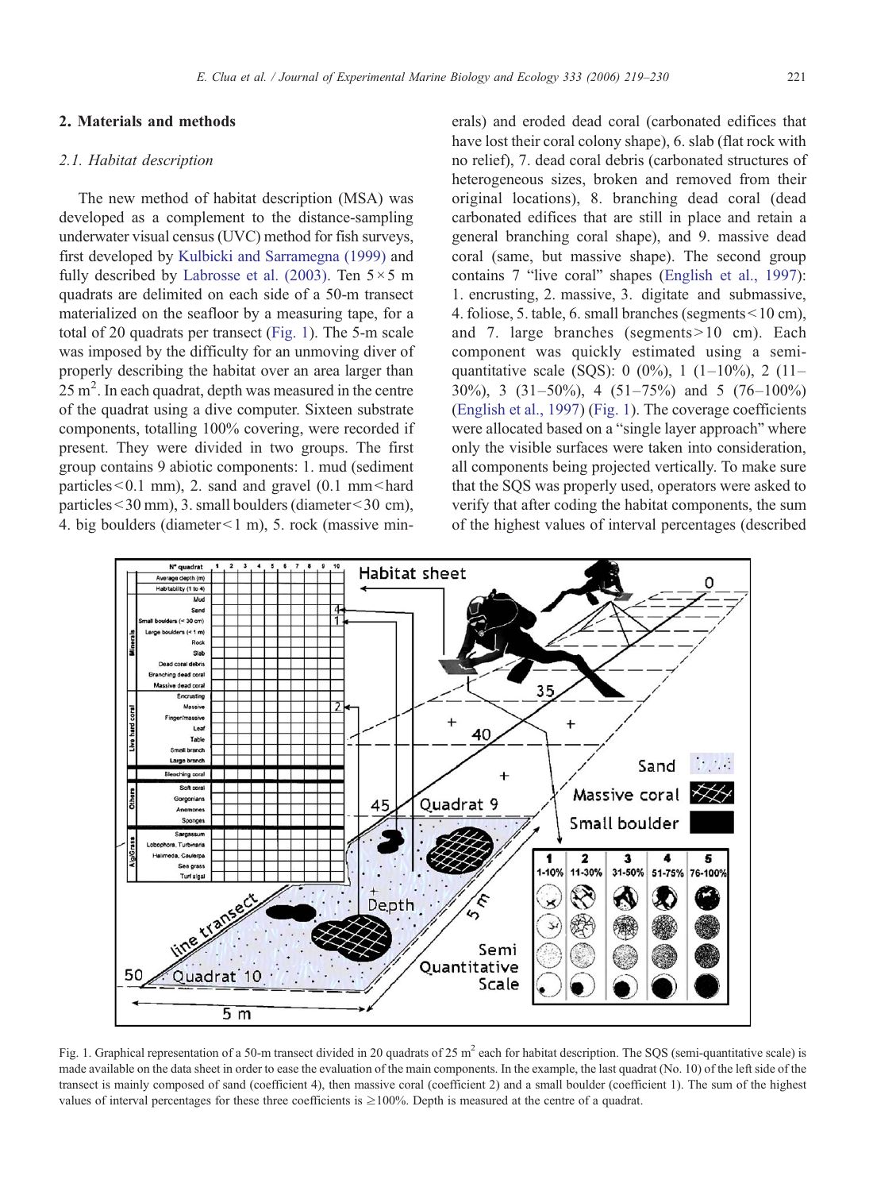## 2. Materials and methods

### 2.1. Habitat description

The new method of habitat description (MSA) was developed as a complement to the distance-sampling underwater visual census (UVC) method for fish surveys, first developed by Kulbicki and Sarramegna (1999) and fully described by Labrosse et al. (2003). Ten 5×5 m quadrats are delimited on each side of a 50-m transect materialized on the seafloor by a measuring tape, for a total of 20 quadrats per transect (Fig. 1). The 5-m scale was imposed by the difficulty for an unmoving diver of properly describing the habitat over an area larger than 25 m$^2$. In each quadrat, depth was measured in the centre of the quadrat using a dive computer. Sixteen substrate components, totalling 100% covering, were recorded if present. They were divided in two groups. The first group contains 9 abiotic components: 1. mud (sediment particles < 0.1 mm), 2. sand and gravel (0.1 mm < hard particles < 30 mm), 3. small boulders (diameter < 30 cm), 4. big boulders (diameter < 1 m), 5. rock (massive minerals) and eroded dead coral (carbonated edifices that have lost their coral colony shape), 6. slab (flat rock with no relief), 7. dead coral debris (carbonated structures of heterogeneous sizes, broken and removed from their original locations), 8. branching dead coral (dead carbonated edifices that are still in place and retain a general branching coral shape), and 9. massive dead coral (same, but massive shape). The second group contains 7 "live coral" shapes (English et al., 1997): 1. encrusting, 2. massive, 3. digitate and submassive, 4. foliose, 5. table, 6. small branches (segments < 10 cm), and 7. large branches (segments > 10 cm). Each component was quickly estimated using a semi-quantitative scale (SQS): 0 (0%), 1 (1–10%), 2 (11–30%), 3 (31–50%), 4 (51–75%) and 5 (76–100%) (English et al., 1997) (Fig. 1). The coverage coefficients were allocated based on a "single layer approach" where only the visible surfaces were taken into consideration, all components being projected vertically. To make sure that the SQS was properly used, operators were asked to verify that after coding the habitat components, the sum of the highest values of interval percentages (described

Fig. 1. Graphical representation of a 50-m transect divided in 20 quadrats of 25 m$^2$ each for habitat description. The SQS (semi-quantitative scale) is made available on the data sheet in order to ease the evaluation of the main components. In the example, the last quadrat (No. 10) of the left side of the transect is mainly composed of sand (coefficient 4), then massive coral (coefficient 2) and a small boulder (coefficient 1). The sum of the highest values of interval percentages for these three coefficients is ≥100%. Depth is measured at the centre of a quadrat.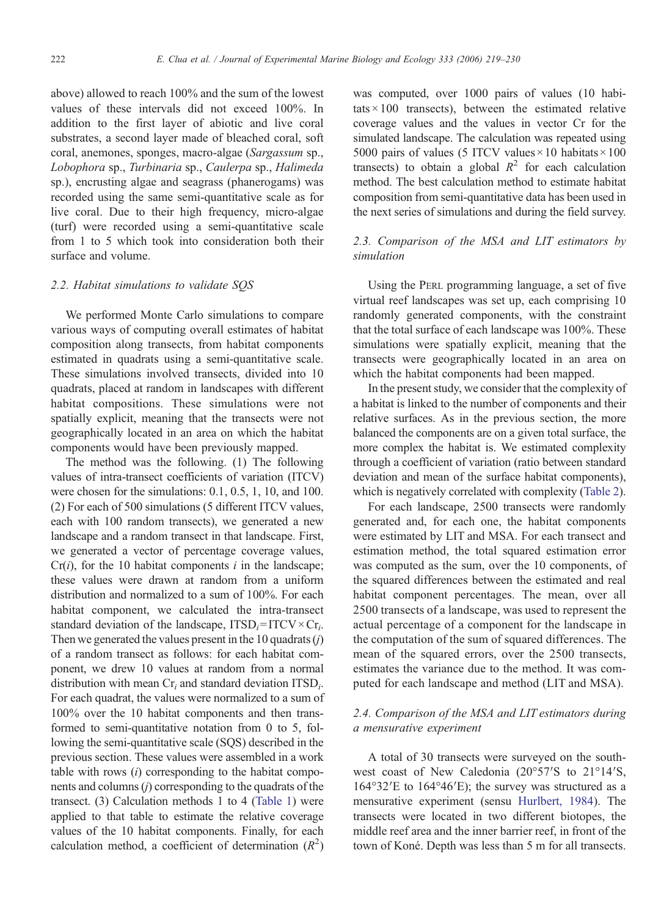above) allowed to reach 100% and the sum of the lowest values of these intervals did not exceed 100%. In addition to the first layer of abiotic and live coral substrates, a second layer made of bleached coral, soft coral, anemones, sponges, macro-algae (*Sargassum* sp., *Lobophora* sp., *Turbinaria* sp., *Caulerpa* sp., *Halimeda* sp.), encrusting algae and seagrass (phanerogams) was recorded using the same semi-quantitative scale as for live coral. Due to their high frequency, micro-algae (turf) were recorded using a semi-quantitative scale from 1 to 5 which took into consideration both their surface and volume.

### 2.2. Habitat simulations to validate SQS

We performed Monte Carlo simulations to compare various ways of computing overall estimates of habitat composition along transects, from habitat components estimated in quadrats using a semi-quantitative scale. These simulations involved transects, divided into 10 quadrats, placed at random in landscapes with different habitat compositions. These simulations were not spatially explicit, meaning that the transects were not geographically located in an area on which the habitat components would have been previously mapped.

The method was the following. (1) The following values of intra-transect coefficients of variation (ITCV) were chosen for the simulations: 0.1, 0.5, 1, 10, and 100. (2) For each of 500 simulations (5 different ITCV values, each with 100 random transects), we generated a new landscape and a random transect in that landscape. First, we generated a vector of percentage coverage values, $\mathrm{Cr}(i)$, for the 10 habitat components $i$ in the landscape; these values were drawn at random from a uniform distribution and normalized to a sum of 100%. For each habitat component, we calculated the intra-transect standard deviation of the landscape, $\mathrm{ITSD}_i = \mathrm{ITCV} \times \mathrm{Cr}_i$. Then we generated the values present in the 10 quadrats ($j$) of a random transect as follows: for each habitat component, we drew 10 values at random from a normal distribution with mean $\mathrm{Cr}_i$ and standard deviation $\mathrm{ITSD}_i$. For each quadrat, the values were normalized to a sum of 100% over the 10 habitat components and then transformed to semi-quantitative notation from 0 to 5, following the semi-quantitative scale (SQS) described in the previous section. These values were assembled in a work table with rows ($i$) corresponding to the habitat components and columns ($j$) corresponding to the quadrats of the transect. (3) Calculation methods 1 to 4 (Table 1) were applied to that table to estimate the relative coverage values of the 10 habitat components. Finally, for each calculation method, a coefficient of determination ($R^2$) was computed, over 1000 pairs of values (10 habitats × 100 transects), between the estimated relative coverage values and the values in vector Cr for the simulated landscape. The calculation was repeated using 5000 pairs of values (5 ITCV values × 10 habitats × 100 transects) to obtain a global $R^2$ for each calculation method. The best calculation method to estimate habitat composition from semi-quantitative data has been used in the next series of simulations and during the field survey.

### 2.3. Comparison of the MSA and LIT estimators by simulation

Using the Perl programming language, a set of five virtual reef landscapes was set up, each comprising 10 randomly generated components, with the constraint that the total surface of each landscape was 100%. These simulations were spatially explicit, meaning that the transects were geographically located in an area on which the habitat components had been mapped.

In the present study, we consider that the complexity of a habitat is linked to the number of components and their relative surfaces. As in the previous section, the more balanced the components are on a given total surface, the more complex the habitat is. We estimated complexity through a coefficient of variation (ratio between standard deviation and mean of the surface habitat components), which is negatively correlated with complexity (Table 2).

For each landscape, 2500 transects were randomly generated and, for each one, the habitat components were estimated by LIT and MSA. For each transect and estimation method, the total squared estimation error was computed as the sum, over the 10 components, of the squared differences between the estimated and real habitat component percentages. The mean, over all 2500 transects of a landscape, was used to represent the actual percentage of a component for the landscape in the computation of the sum of squared differences. The mean of the squared errors, over the 2500 transects, estimates the variance due to the method. It was computed for each landscape and method (LIT and MSA).

### 2.4. Comparison of the MSA and LIT estimators during a mensurative experiment

A total of 30 transects were surveyed on the southwest coast of New Caledonia (20°57′S to 21°14′S, 164°32′E to 164°46′E); the survey was structured as a mensurative experiment (sensu Hurlbert, 1984). The transects were located in two different biotopes, the middle reef area and the inner barrier reef, in front of the town of Koné. Depth was less than 5 m for all transects.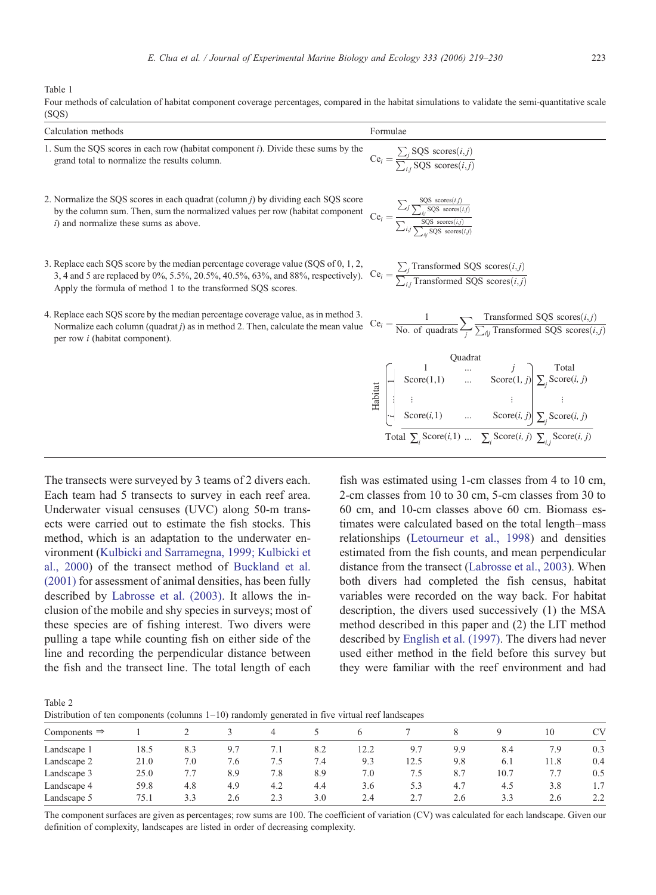Table 1
Four methods of calculation of habitat component coverage percentages, compared in the habitat simulations to validate the semi-quantitative scale (SQS)

| Calculation methods | Formulae |
|---|---|
| 1. Sum the SQS scores in each row (habitat component $i$). Divide these sums by the grand total to normalize the results column. | $\mathrm{Ce}_i = \dfrac{\sum_j \text{SQS scores}(i,j)}{\sum_{i,j} \text{SQS scores}(i,j)}$ |
| 2. Normalize the SQS scores in each quadrat (column $j$) by dividing each SQS score by the column sum. Then, sum the normalized values per row (habitat component $i$) and normalize these sums as above. | $\mathrm{Ce}_i = \dfrac{\sum_j \frac{\text{SQS scores}(i,j)}{\sum_{i\|j} \text{SQS scores}(i,j)}}{\sum_{i,j} \frac{\text{SQS scores}(i,j)}{\sum_{i\|j} \text{SQS scores}(i,j)}}$ |
| 3. Replace each SQS score by the median percentage coverage value (SQS of 0, 1, 2, 3, 4 and 5 are replaced by 0%, 5.5%, 20.5%, 40.5%, 63%, and 88%, respectively). Apply the formula of method 1 to the transformed SQS scores. | $\mathrm{Ce}_i = \dfrac{\sum_j \text{Transformed SQS scores}(i,j)}{\sum_{i,j} \text{Transformed SQS scores}(i,j)}$ |
| 4. Replace each SQS score by the median percentage coverage value, as in method 3. Normalize each column (quadrat $j$) as in method 2. Then, calculate the mean value per row $i$ (habitat component). | $\mathrm{Ce}_i = \dfrac{1}{\text{No. of quadrats}} \sum_j \dfrac{\text{Transformed SQS scores}(i,j)}{\sum_{i\|j} \text{Transformed SQS scores}(i,j)}$ |

$$
\begin{array}{c|ccc|c}
 & \multicolumn{3}{c|}{\text{Quadrat}} & \\
 & 1 & \ldots & j & \text{Total} \\
\hline
\text{Habitat} \quad 1 & \text{Score}(1,1) & \ldots & \text{Score}(1,j) & \sum_j \text{Score}(i,j) \\
\vdots & \vdots & & \vdots & \vdots \\
i & \text{Score}(i,1) & \ldots & \text{Score}(i,j) & \sum_j \text{Score}(i,j) \\
\hline
\text{Total} & \sum_i \text{Score}(i,1) & \ldots & \sum_i \text{Score}(i,j) & \sum_{i,j} \text{Score}(i,j)
\end{array}
$$

The transects were surveyed by 3 teams of 2 divers each. Each team had 5 transects to survey in each reef area. Underwater visual censuses (UVC) along 50-m transects were carried out to estimate the fish stocks. This method, which is an adaptation to the underwater environment (Kulbicki and Sarramegna, 1999; Kulbicki et al., 2000) of the transect method of Buckland et al. (2001) for assessment of animal densities, has been fully described by Labrosse et al. (2003). It allows the inclusion of the mobile and shy species in surveys; most of these species are of fishing interest. Two divers were pulling a tape while counting fish on either side of the line and recording the perpendicular distance between the fish and the transect line. The total length of each fish was estimated using 1-cm classes from 4 to 10 cm, 2-cm classes from 10 to 30 cm, 5-cm classes from 30 to 60 cm, and 10-cm classes above 60 cm. Biomass estimates were calculated based on the total length–mass relationships (Letourneur et al., 1998) and densities estimated from the fish counts, and mean perpendicular distance from the transect (Labrosse et al., 2003). When both divers had completed the fish census, habitat variables were recorded on the way back. For habitat description, the divers used successively (1) the MSA method described in this paper and (2) the LIT method described by English et al. (1997). The divers had never used either method in the field before this survey but they were familiar with the reef environment and had

Table 2
Distribution of ten components (columns 1–10) randomly generated in five virtual reef landscapes

| Components ⇒ | 1 | 2 | 3 | 4 | 5 | 6 | 7 | 8 | 9 | 10 | CV |
|---|---|---|---|---|---|---|---|---|---|---|---|
| Landscape 1 | 18.5 | 8.3 | 9.7 | 7.1 | 8.2 | 12.2 | 9.7 | 9.9 | 8.4 | 7.9 | 0.3 |
| Landscape 2 | 21.0 | 7.0 | 7.6 | 7.5 | 7.4 | 9.3 | 12.5 | 9.8 | 6.1 | 11.8 | 0.4 |
| Landscape 3 | 25.0 | 7.7 | 8.9 | 7.8 | 8.9 | 7.0 | 7.5 | 8.7 | 10.7 | 7.7 | 0.5 |
| Landscape 4 | 59.8 | 4.8 | 4.9 | 4.2 | 4.4 | 3.6 | 5.3 | 4.7 | 4.5 | 3.8 | 1.7 |
| Landscape 5 | 75.1 | 3.3 | 2.6 | 2.3 | 3.0 | 2.4 | 2.7 | 2.6 | 3.3 | 2.6 | 2.2 |

The component surfaces are given as percentages; row sums are 100. The coefficient of variation (CV) was calculated for each landscape. Given our definition of complexity, landscapes are listed in order of decreasing complexity.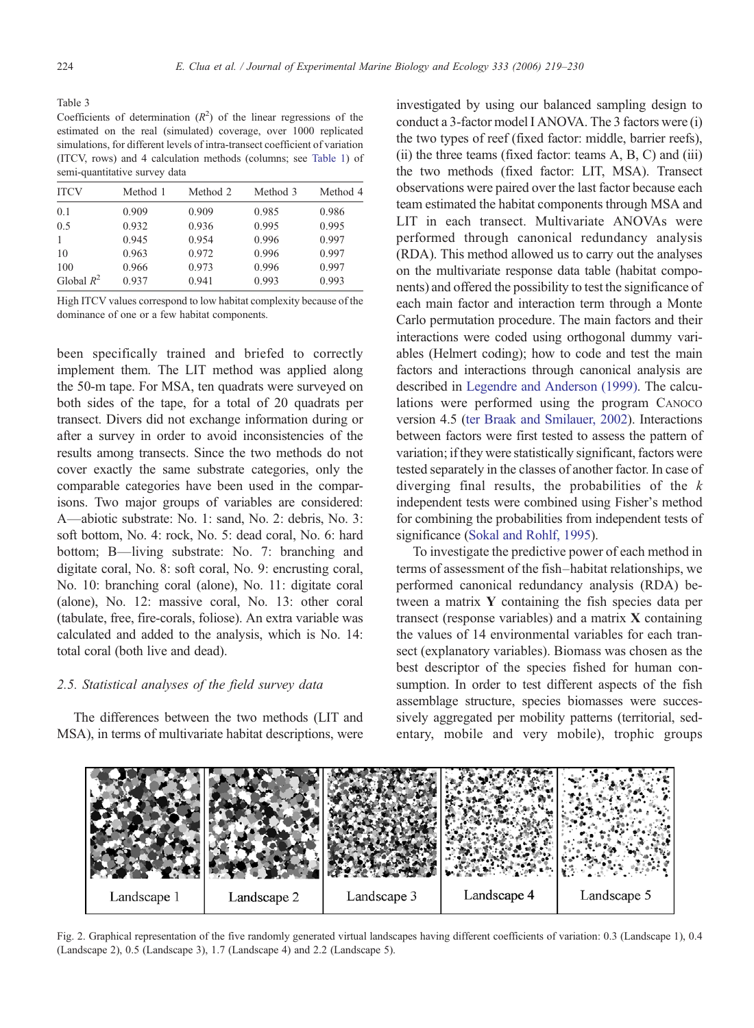Table 3
Coefficients of determination ($R^2$) of the linear regressions of the estimated on the real (simulated) coverage, over 1000 replicated simulations, for different levels of intra-transect coefficient of variation (ITCV, rows) and 4 calculation methods (columns; see Table 1) of semi-quantitative survey data

| ITCV | Method 1 | Method 2 | Method 3 | Method 4 |
|---|---|---|---|---|
| 0.1 | 0.909 | 0.909 | 0.985 | 0.986 |
| 0.5 | 0.932 | 0.936 | 0.995 | 0.995 |
| 1 | 0.945 | 0.954 | 0.996 | 0.997 |
| 10 | 0.963 | 0.972 | 0.996 | 0.997 |
| 100 | 0.966 | 0.973 | 0.996 | 0.997 |
| Global $R^2$ | 0.937 | 0.941 | 0.993 | 0.993 |

High ITCV values correspond to low habitat complexity because of the dominance of one or a few habitat components.

been specifically trained and briefed to correctly implement them. The LIT method was applied along the 50-m tape. For MSA, ten quadrats were surveyed on both sides of the tape, for a total of 20 quadrats per transect. Divers did not exchange information during or after a survey in order to avoid inconsistencies of the results among transects. Since the two methods do not cover exactly the same substrate categories, only the comparable categories have been used in the comparisons. Two major groups of variables are considered: A—abiotic substrate: No. 1: sand, No. 2: debris, No. 3: soft bottom, No. 4: rock, No. 5: dead coral, No. 6: hard bottom; B—living substrate: No. 7: branching and digitate coral, No. 8: soft coral, No. 9: encrusting coral, No. 10: branching coral (alone), No. 11: digitate coral (alone), No. 12: massive coral, No. 13: other coral (tabulate, free, fire-corals, foliose). An extra variable was calculated and added to the analysis, which is No. 14: total coral (both live and dead).

### 2.5. Statistical analyses of the field survey data

The differences between the two methods (LIT and MSA), in terms of multivariate habitat descriptions, were investigated by using our balanced sampling design to conduct a 3-factor model I ANOVA. The 3 factors were (i) the two types of reef (fixed factor: middle, barrier reefs), (ii) the three teams (fixed factor: teams A, B, C) and (iii) the two methods (fixed factor: LIT, MSA). Transect observations were paired over the last factor because each team estimated the habitat components through MSA and LIT in each transect. Multivariate ANOVAs were performed through canonical redundancy analysis (RDA). This method allowed us to carry out the analyses on the multivariate response data table (habitat components) and offered the possibility to test the significance of each main factor and interaction term through a Monte Carlo permutation procedure. The main factors and their interactions were coded using orthogonal dummy variables (Helmert coding); how to code and test the main factors and interactions through canonical analysis are described in Legendre and Anderson (1999). The calculations were performed using the program CANOCO version 4.5 (ter Braak and Smilauer, 2002). Interactions between factors were first tested to assess the pattern of variation; if they were statistically significant, factors were tested separately in the classes of another factor. In case of diverging final results, the probabilities of the $k$ independent tests were combined using Fisher's method for combining the probabilities from independent tests of significance (Sokal and Rohlf, 1995).

To investigate the predictive power of each method in terms of assessment of the fish–habitat relationships, we performed canonical redundancy analysis (RDA) between a matrix **Y** containing the fish species data per transect (response variables) and a matrix **X** containing the values of 14 environmental variables for each transect (explanatory variables). Biomass was chosen as the best descriptor of the species fished for human consumption. In order to test different aspects of the fish assemblage structure, species biomasses were successively aggregated per mobility patterns (territorial, sedentary, mobile and very mobile), trophic groups

Landscape 1 | Landscape 2 | Landscape 3 | Landscape 4 | Landscape 5

Fig. 2. Graphical representation of the five randomly generated virtual landscapes having different coefficients of variation: 0.3 (Landscape 1), 0.4 (Landscape 2), 0.5 (Landscape 3), 1.7 (Landscape 4) and 2.2 (Landscape 5).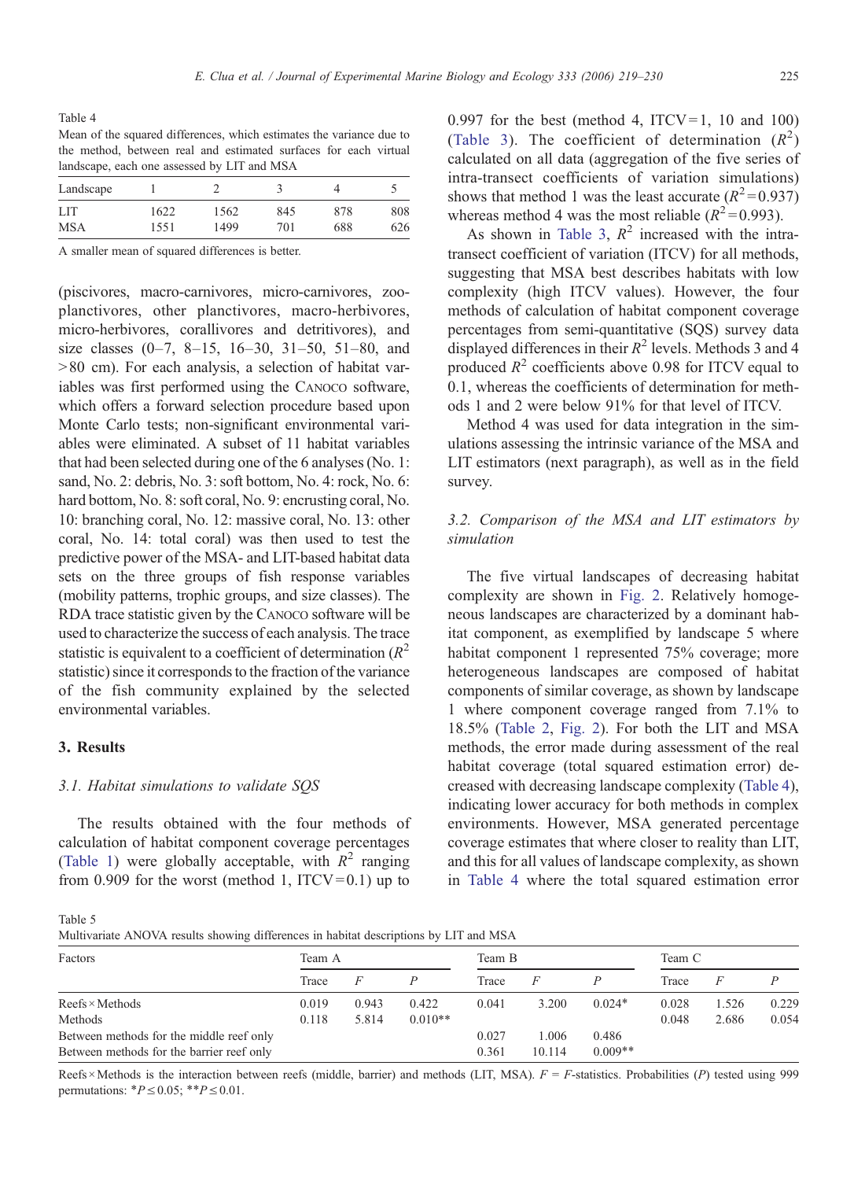Table 4
Mean of the squared differences, which estimates the variance due to the method, between real and estimated surfaces for each virtual landscape, each one assessed by LIT and MSA

| Landscape | 1 | 2 | 3 | 4 | 5 |
|---|---|---|---|---|---|
| LIT | 1622 | 1562 | 845 | 878 | 808 |
| MSA | 1551 | 1499 | 701 | 688 | 626 |

A smaller mean of squared differences is better.

(piscivores, macro-carnivores, micro-carnivores, zooplanctivores, other planctivores, macro-herbivores, micro-herbivores, corallivores and detritivores), and size classes (0–7, 8–15, 16–30, 31–50, 51–80, and >80 cm). For each analysis, a selection of habitat variables was first performed using the CANOCO software, which offers a forward selection procedure based upon Monte Carlo tests; non-significant environmental variables were eliminated. A subset of 11 habitat variables that had been selected during one of the 6 analyses (No. 1: sand, No. 2: debris, No. 3: soft bottom, No. 4: rock, No. 6: hard bottom, No. 8: soft coral, No. 9: encrusting coral, No. 10: branching coral, No. 12: massive coral, No. 13: other coral, No. 14: total coral) was then used to test the predictive power of the MSA- and LIT-based habitat data sets on the three groups of fish response variables (mobility patterns, trophic groups, and size classes). The RDA trace statistic given by the CANOCO software will be used to characterize the success of each analysis. The trace statistic is equivalent to a coefficient of determination ($R^2$ statistic) since it corresponds to the fraction of the variance of the fish community explained by the selected environmental variables.

## 3. Results

### 3.1. Habitat simulations to validate SQS

The results obtained with the four methods of calculation of habitat component coverage percentages (Table 1) were globally acceptable, with $R^2$ ranging from 0.909 for the worst (method 1, ITCV = 0.1) up to 0.997 for the best (method 4, ITCV = 1, 10 and 100) (Table 3). The coefficient of determination ($R^2$) calculated on all data (aggregation of the five series of intra-transect coefficients of variation simulations) shows that method 1 was the least accurate ($R^2$ = 0.937) whereas method 4 was the most reliable ($R^2$ = 0.993).

As shown in Table 3, $R^2$ increased with the intra-transect coefficient of variation (ITCV) for all methods, suggesting that MSA best describes habitats with low complexity (high ITCV values). However, the four methods of calculation of habitat component coverage percentages from semi-quantitative (SQS) survey data displayed differences in their $R^2$ levels. Methods 3 and 4 produced $R^2$ coefficients above 0.98 for ITCV equal to 0.1, whereas the coefficients of determination for methods 1 and 2 were below 91% for that level of ITCV.

Method 4 was used for data integration in the simulations assessing the intrinsic variance of the MSA and LIT estimators (next paragraph), as well as in the field survey.

### 3.2. Comparison of the MSA and LIT estimators by simulation

The five virtual landscapes of decreasing habitat complexity are shown in Fig. 2. Relatively homogeneous landscapes are characterized by a dominant habitat component, as exemplified by landscape 5 where habitat component 1 represented 75% coverage; more heterogeneous landscapes are composed of habitat components of similar coverage, as shown by landscape 1 where component coverage ranged from 7.1% to 18.5% (Table 2, Fig. 2). For both the LIT and MSA methods, the error made during assessment of the real habitat coverage (total squared estimation error) decreased with decreasing landscape complexity (Table 4), indicating lower accuracy for both methods in complex environments. However, MSA generated percentage coverage estimates that where closer to reality than LIT, and this for all values of landscape complexity, as shown in Table 4 where the total squared estimation error

Table 5
Multivariate ANOVA results showing differences in habitat descriptions by LIT and MSA

| Factors | Team A | | | Team B | | | Team C | | |
|---|---|---|---|---|---|---|---|---|---|
| | Trace | $F$ | $P$ | Trace | $F$ | $P$ | Trace | $F$ | $P$ |
| Reefs × Methods | 0.019 | 0.943 | 0.422 | 0.041 | 3.200 | 0.024* | 0.028 | 1.526 | 0.229 |
| Methods | 0.118 | 5.814 | 0.010** | | | | 0.048 | 2.686 | 0.054 |
| Between methods for the middle reef only | | | | 0.027 | 1.006 | 0.486 | | | |
| Between methods for the barrier reef only | | | | 0.361 | 10.114 | 0.009** | | | |

Reefs × Methods is the interaction between reefs (middle, barrier) and methods (LIT, MSA). $F$ = $F$-statistics. Probabilities ($P$) tested using 999 permutations: *$P \leq 0.05$; **$P \leq 0.01$.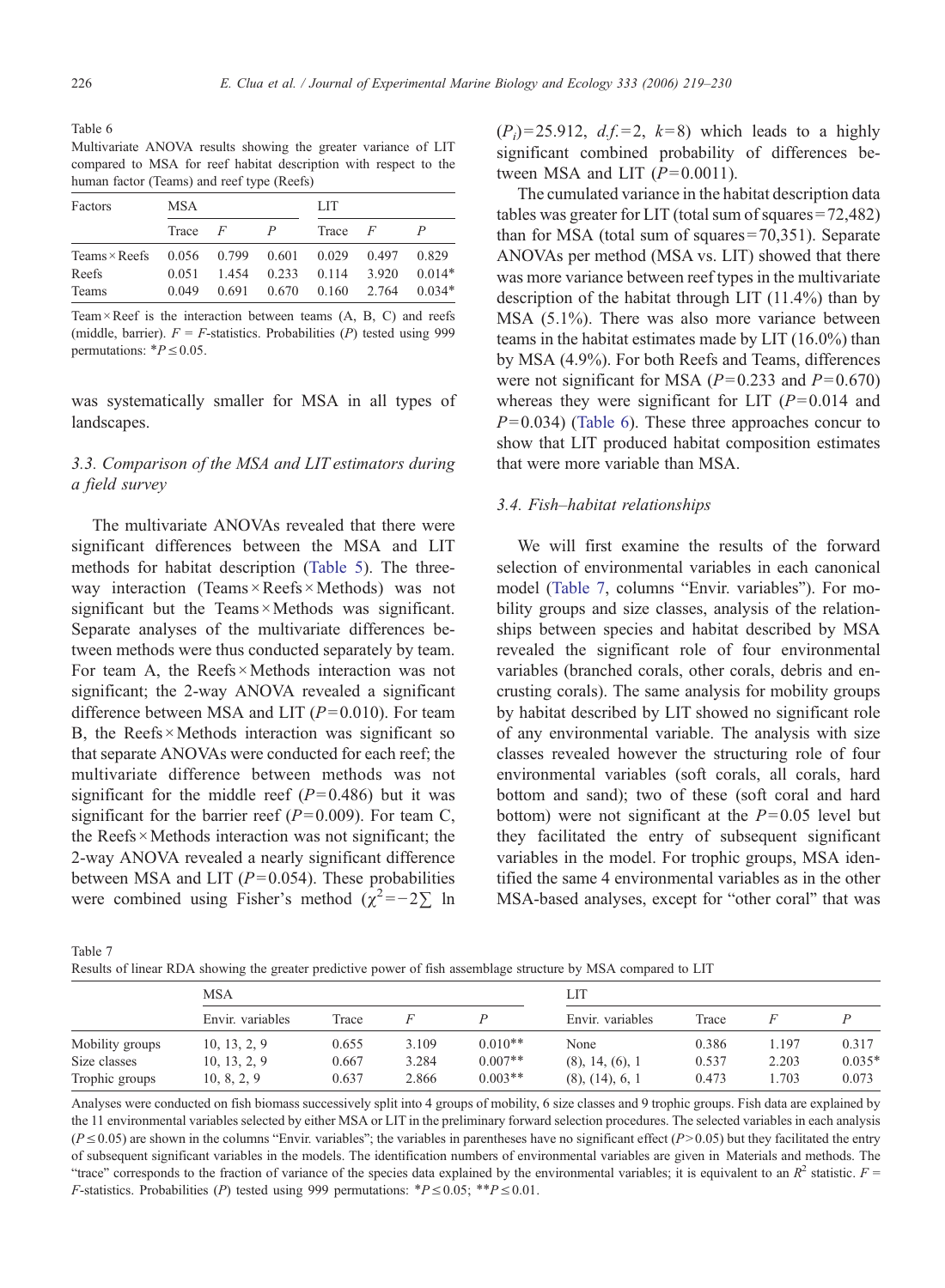Table 6

Multivariate ANOVA results showing the greater variance of LIT compared to MSA for reef habitat description with respect to the human factor (Teams) and reef type (Reefs)

| Factors | MSA | | | LIT | | |
|---|---|---|---|---|---|---|
| | Trace | $F$ | $P$ | Trace | $F$ | $P$ |
| Teams × Reefs | 0.056 | 0.799 | 0.601 | 0.029 | 0.497 | 0.829 |
| Reefs | 0.051 | 1.454 | 0.233 | 0.114 | 3.920 | 0.014* |
| Teams | 0.049 | 0.691 | 0.670 | 0.160 | 2.764 | 0.034* |

Team × Reef is the interaction between teams (A, B, C) and reefs (middle, barrier). $F$ = $F$-statistics. Probabilities ($P$) tested using 999 permutations: *$P \leq 0.05$.

was systematically smaller for MSA in all types of landscapes.

### 3.3. Comparison of the MSA and LIT estimators during a field survey

The multivariate ANOVAs revealed that there were significant differences between the MSA and LIT methods for habitat description (Table 5). The three-way interaction (Teams × Reefs × Methods) was not significant but the Teams × Methods was significant. Separate analyses of the multivariate differences between methods were thus conducted separately by team. For team A, the Reefs × Methods interaction was not significant; the 2-way ANOVA revealed a significant difference between MSA and LIT ($P = 0.010$). For team B, the Reefs × Methods interaction was significant so that separate ANOVAs were conducted for each reef; the multivariate difference between methods was not significant for the middle reef ($P = 0.486$) but it was significant for the barrier reef ($P = 0.009$). For team C, the Reefs × Methods interaction was not significant; the 2-way ANOVA revealed a nearly significant difference between MSA and LIT ($P = 0.054$). These probabilities were combined using Fisher's method ($\chi^2 = -2\sum \ln (P_i) = 25.912$, $d.f. = 2$, $k = 8$) which leads to a highly significant combined probability of differences between MSA and LIT ($P = 0.0011$).

The cumulated variance in the habitat description data tables was greater for LIT (total sum of squares = 72,482) than for MSA (total sum of squares = 70,351). Separate ANOVAs per method (MSA vs. LIT) showed that there was more variance between reef types in the multivariate description of the habitat through LIT (11.4%) than by MSA (5.1%). There was also more variance between teams in the habitat estimates made by LIT (16.0%) than by MSA (4.9%). For both Reefs and Teams, differences were not significant for MSA ($P = 0.233$ and $P = 0.670$) whereas they were significant for LIT ($P = 0.014$ and $P = 0.034$) (Table 6). These three approaches concur to show that LIT produced habitat composition estimates that were more variable than MSA.

### 3.4. Fish–habitat relationships

We will first examine the results of the forward selection of environmental variables in each canonical model (Table 7, columns "Envir. variables"). For mobility groups and size classes, analysis of the relationships between species and habitat described by MSA revealed the significant role of four environmental variables (branched corals, other corals, debris and encrusting corals). The same analysis for mobility groups by habitat described by LIT showed no significant role of any environmental variable. The analysis with size classes revealed however the structuring role of four environmental variables (soft corals, all corals, hard bottom and sand); two of these (soft coral and hard bottom) were not significant at the $P = 0.05$ level but they facilitated the entry of subsequent significant variables in the model. For trophic groups, MSA identified the same 4 environmental variables as in the other MSA-based analyses, except for "other coral" that was

Table 7

Results of linear RDA showing the greater predictive power of fish assemblage structure by MSA compared to LIT

| | MSA | | | | LIT | | | |
|---|---|---|---|---|---|---|---|---|
| | Envir. variables | Trace | $F$ | $P$ | Envir. variables | Trace | $F$ | $P$ |
| Mobility groups | 10, 13, 2, 9 | 0.655 | 3.109 | 0.010** | None | 0.386 | 1.197 | 0.317 |
| Size classes | 10, 13, 2, 9 | 0.667 | 3.284 | 0.007** | (8), 14, (6), 1 | 0.537 | 2.203 | 0.035* |
| Trophic groups | 10, 8, 2, 9 | 0.637 | 2.866 | 0.003** | (8), (14), 6, 1 | 0.473 | 1.703 | 0.073 |

Analyses were conducted on fish biomass successively split into 4 groups of mobility, 6 size classes and 9 trophic groups. Fish data are explained by the 11 environmental variables selected by either MSA or LIT in the preliminary forward selection procedures. The selected variables in each analysis ($P \leq 0.05$) are shown in the columns "Envir. variables"; the variables in parentheses have no significant effect ($P > 0.05$) but they facilitated the entry of subsequent significant variables in the models. The identification numbers of environmental variables are given in Materials and methods. The "trace" corresponds to the fraction of variance of the species data explained by the environmental variables; it is equivalent to an $R^2$ statistic. $F$ = $F$-statistics. Probabilities ($P$) tested using 999 permutations: *$P \leq 0.05$; **$P \leq 0.01$.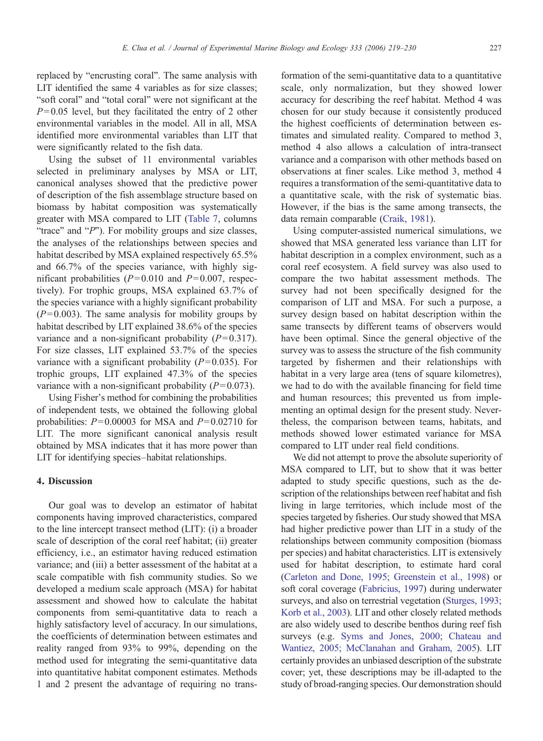replaced by "encrusting coral". The same analysis with LIT identified the same 4 variables as for size classes; "soft coral" and "total coral" were not significant at the $P=0.05$ level, but they facilitated the entry of 2 other environmental variables in the model. All in all, MSA identified more environmental variables than LIT that were significantly related to the fish data.

Using the subset of 11 environmental variables selected in preliminary analyses by MSA or LIT, canonical analyses showed that the predictive power of description of the fish assemblage structure based on biomass by habitat composition was systematically greater with MSA compared to LIT (Table 7, columns "trace" and "$P$"). For mobility groups and size classes, the analyses of the relationships between species and habitat described by MSA explained respectively 65.5% and 66.7% of the species variance, with highly significant probabilities ($P=0.010$ and $P=0.007$, respectively). For trophic groups, MSA explained 63.7% of the species variance with a highly significant probability ($P=0.003$). The same analysis for mobility groups by habitat described by LIT explained 38.6% of the species variance and a non-significant probability ($P=0.317$). For size classes, LIT explained 53.7% of the species variance with a significant probability ($P=0.035$). For trophic groups, LIT explained 47.3% of the species variance with a non-significant probability ($P=0.073$).

Using Fisher's method for combining the probabilities of independent tests, we obtained the following global probabilities: $P=0.00003$ for MSA and $P=0.02710$ for LIT. The more significant canonical analysis result obtained by MSA indicates that it has more power than LIT for identifying species–habitat relationships.

## 4. Discussion

Our goal was to develop an estimator of habitat components having improved characteristics, compared to the line intercept transect method (LIT): (i) a broader scale of description of the coral reef habitat; (ii) greater efficiency, i.e., an estimator having reduced estimation variance; and (iii) a better assessment of the habitat at a scale compatible with fish community studies. So we developed a medium scale approach (MSA) for habitat assessment and showed how to calculate the habitat components from semi-quantitative data to reach a highly satisfactory level of accuracy. In our simulations, the coefficients of determination between estimates and reality ranged from 93% to 99%, depending on the method used for integrating the semi-quantitative data into quantitative habitat component estimates. Methods 1 and 2 present the advantage of requiring no transformation of the semi-quantitative data to a quantitative scale, only normalization, but they showed lower accuracy for describing the reef habitat. Method 4 was chosen for our study because it consistently produced the highest coefficients of determination between estimates and simulated reality. Compared to method 3, method 4 also allows a calculation of intra-transect variance and a comparison with other methods based on observations at finer scales. Like method 3, method 4 requires a transformation of the semi-quantitative data to a quantitative scale, with the risk of systematic bias. However, if the bias is the same among transects, the data remain comparable (Craik, 1981).

Using computer-assisted numerical simulations, we showed that MSA generated less variance than LIT for habitat description in a complex environment, such as a coral reef ecosystem. A field survey was also used to compare the two habitat assessment methods. The survey had not been specifically designed for the comparison of LIT and MSA. For such a purpose, a survey design based on habitat description within the same transects by different teams of observers would have been optimal. Since the general objective of the survey was to assess the structure of the fish community targeted by fishermen and their relationships with habitat in a very large area (tens of square kilometres), we had to do with the available financing for field time and human resources; this prevented us from implementing an optimal design for the present study. Nevertheless, the comparison between teams, habitats, and methods showed lower estimated variance for MSA compared to LIT under real field conditions.

We did not attempt to prove the absolute superiority of MSA compared to LIT, but to show that it was better adapted to study specific questions, such as the description of the relationships between reef habitat and fish living in large territories, which include most of the species targeted by fisheries. Our study showed that MSA had higher predictive power than LIT in a study of the relationships between community composition (biomass per species) and habitat characteristics. LIT is extensively used for habitat description, to estimate hard coral (Carleton and Done, 1995; Greenstein et al., 1998) or soft coral coverage (Fabricius, 1997) during underwater surveys, and also on terrestrial vegetation (Sturges, 1993; Korb et al., 2003). LIT and other closely related methods are also widely used to describe benthos during reef fish surveys (e.g. Syms and Jones, 2000; Chateau and Wantiez, 2005; McClanahan and Graham, 2005). LIT certainly provides an unbiased description of the substrate cover; yet, these descriptions may be ill-adapted to the study of broad-ranging species. Our demonstration should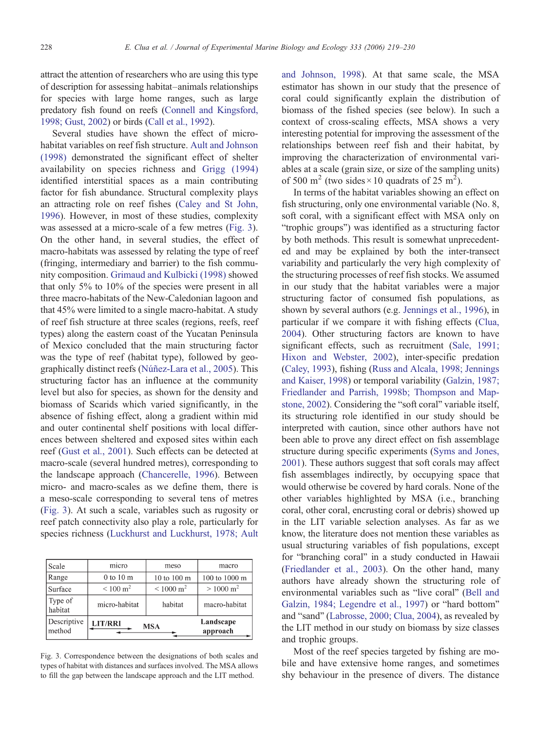attract the attention of researchers who are using this type of description for assessing habitat–animals relationships for species with large home ranges, such as large predatory fish found on reefs (Connell and Kingsford, 1998; Gust, 2002) or birds (Call et al., 1992).

Several studies have shown the effect of micro-habitat variables on reef fish structure. Ault and Johnson (1998) demonstrated the significant effect of shelter availability on species richness and Grigg (1994) identified interstitial spaces as a main contributing factor for fish abundance. Structural complexity plays an attracting role on reef fishes (Caley and St John, 1996). However, in most of these studies, complexity was assessed at a micro-scale of a few metres (Fig. 3). On the other hand, in several studies, the effect of macro-habitats was assessed by relating the type of reef (fringing, intermediary and barrier) to the fish community composition. Grimaud and Kulbicki (1998) showed that only 5% to 10% of the species were present in all three macro-habitats of the New-Caledonian lagoon and that 45% were limited to a single macro-habitat. A study of reef fish structure at three scales (regions, reefs, reef types) along the eastern coast of the Yucatan Peninsula of Mexico concluded that the main structuring factor was the type of reef (habitat type), followed by geographically distinct reefs (Núñez-Lara et al., 2005). This structuring factor has an influence at the community level but also for species, as shown for the density and biomass of Scarids which varied significantly, in the absence of fishing effect, along a gradient within mid and outer continental shelf positions with local differences between sheltered and exposed sites within each reef (Gust et al., 2001). Such effects can be detected at macro-scale (several hundred metres), corresponding to the landscape approach (Chancerelle, 1996). Between micro- and macro-scales as we define them, there is a meso-scale corresponding to several tens of metres (Fig. 3). At such a scale, variables such as rugosity or reef patch connectivity also play a role, particularly for species richness (Luckhurst and Luckhurst, 1978; Ault and Johnson, 1998). At that same scale, the MSA estimator has shown in our study that the presence of coral could significantly explain the distribution of biomass of the fished species (see below). In such a context of cross-scaling effects, MSA shows a very interesting potential for improving the assessment of the relationships between reef fish and their habitat, by improving the characterization of environmental variables at a scale (grain size, or size of the sampling units) of 500 $m^2$ (two sides × 10 quadrats of 25 $m^2$).

| Scale | micro | meso | macro |
|---|---|---|---|
| Range | 0 to 10 m | 10 to 100 m | 100 to 1000 m |
| Surface | < 100 $m^2$ | < 1000 $m^2$ | > 1000 $m^2$ |
| Type of habitat | micro-habitat | habitat | macro-habitat |
| Descriptive method | **LIT/RRI** | **MSA** | **Landscape approach** |

Fig. 3. Correspondence between the designations of both scales and types of habitat with distances and surfaces involved. The MSA allows to fill the gap between the landscape approach and the LIT method.

In terms of the habitat variables showing an effect on fish structuring, only one environmental variable (No. 8, soft coral, with a significant effect with MSA only on "trophic groups") was identified as a structuring factor by both methods. This result is somewhat unprecedented and may be explained by both the inter-transect variability and particularly the very high complexity of the structuring processes of reef fish stocks. We assumed in our study that the habitat variables were a major structuring factor of consumed fish populations, as shown by several authors (e.g. Jennings et al., 1996), in particular if we compare it with fishing effects (Clua, 2004). Other structuring factors are known to have significant effects, such as recruitment (Sale, 1991; Hixon and Webster, 2002), inter-specific predation (Caley, 1993), fishing (Russ and Alcala, 1998; Jennings and Kaiser, 1998) or temporal variability (Galzin, 1987; Friedlander and Parrish, 1998b; Thompson and Mapstone, 2002). Considering the "soft coral" variable itself, its structuring role identified in our study should be interpreted with caution, since other authors have not been able to prove any direct effect on fish assemblage structure during specific experiments (Syms and Jones, 2001). These authors suggest that soft corals may affect fish assemblages indirectly, by occupying space that would otherwise be covered by hard corals. None of the other variables highlighted by MSA (i.e., branching coral, other coral, encrusting coral or debris) showed up in the LIT variable selection analyses. As far as we know, the literature does not mention these variables as usual structuring variables of fish populations, except for "branching coral" in a study conducted in Hawaii (Friedlander et al., 2003). On the other hand, many authors have already shown the structuring role of environmental variables such as "live coral" (Bell and Galzin, 1984; Legendre et al., 1997) or "hard bottom" and "sand" (Labrosse, 2000; Clua, 2004), as revealed by the LIT method in our study on biomass by size classes and trophic groups.

Most of the reef species targeted by fishing are mobile and have extensive home ranges, and sometimes shy behaviour in the presence of divers. The distance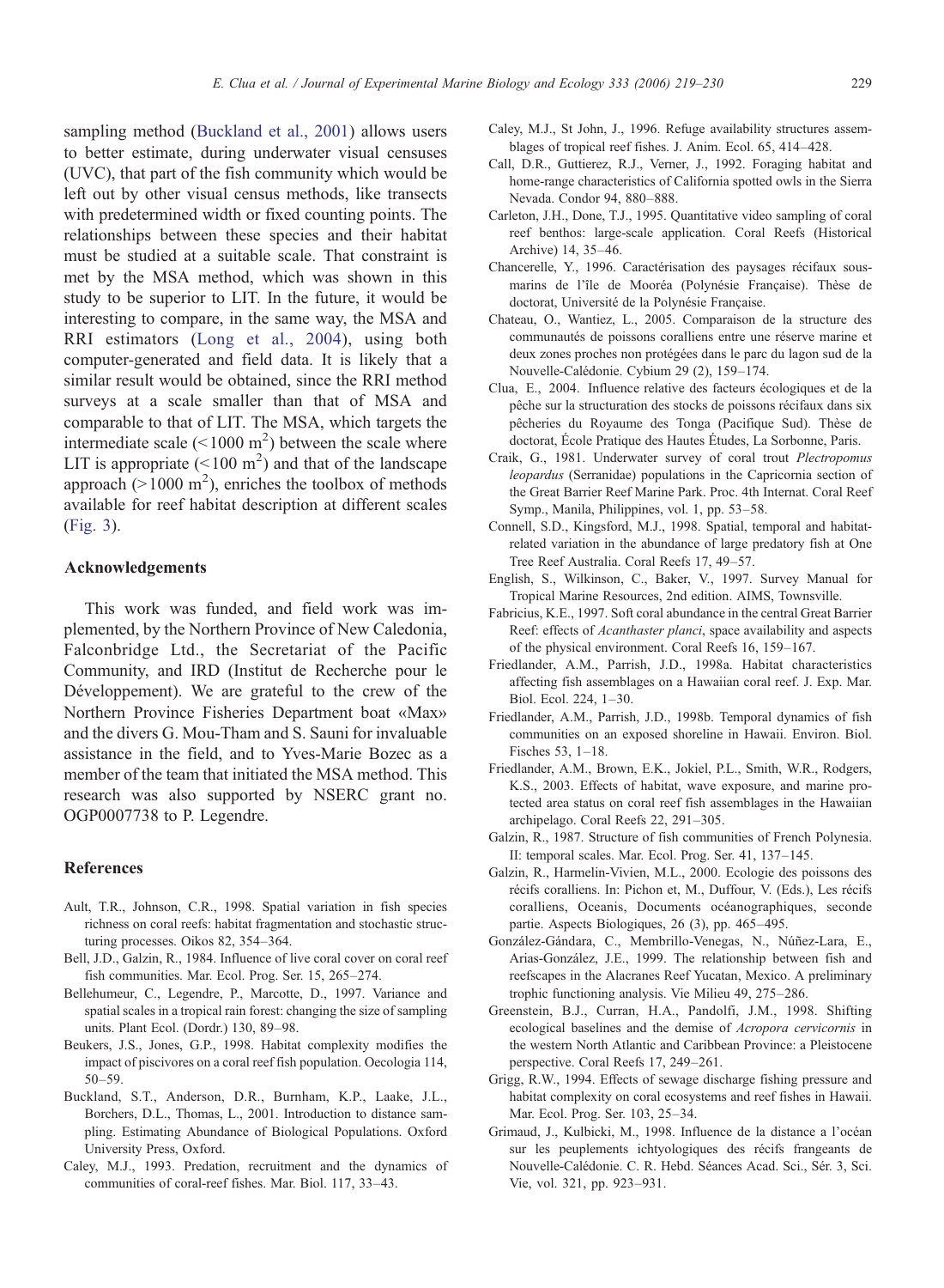sampling method (Buckland et al., 2001) allows users to better estimate, during underwater visual censuses (UVC), that part of the fish community which would be left out by other visual census methods, like transects with predetermined width or fixed counting points. The relationships between these species and their habitat must be studied at a suitable scale. That constraint is met by the MSA method, which was shown in this study to be superior to LIT. In the future, it would be interesting to compare, in the same way, the MSA and RRI estimators (Long et al., 2004), using both computer-generated and field data. It is likely that a similar result would be obtained, since the RRI method surveys at a scale smaller than that of MSA and comparable to that of LIT. The MSA, which targets the intermediate scale (<1000 $m^2$) between the scale where LIT is appropriate (<100 $m^2$) and that of the landscape approach (>1000 $m^2$), enriches the toolbox of methods available for reef habitat description at different scales (Fig. 3).

## Acknowledgements

This work was funded, and field work was implemented, by the Northern Province of New Caledonia, Falconbridge Ltd., the Secretariat of the Pacific Community, and IRD (Institut de Recherche pour le Développement). We are grateful to the crew of the Northern Province Fisheries Department boat «Max» and the divers G. Mou-Tham and S. Sauni for invaluable assistance in the field, and to Yves-Marie Bozec as a member of the team that initiated the MSA method. This research was also supported by NSERC grant no. OGP0007738 to P. Legendre.

## References

Ault, T.R., Johnson, C.R., 1998. Spatial variation in fish species richness on coral reefs: habitat fragmentation and stochastic structuring processes. Oikos 82, 354–364.

Bell, J.D., Galzin, R., 1984. Influence of live coral cover on coral reef fish communities. Mar. Ecol. Prog. Ser. 15, 265–274.

Bellehumeur, C., Legendre, P., Marcotte, D., 1997. Variance and spatial scales in a tropical rain forest: changing the size of sampling units. Plant Ecol. (Dordr.) 130, 89–98.

Beukers, J.S., Jones, G.P., 1998. Habitat complexity modifies the impact of piscivores on a coral reef fish population. Oecologia 114, 50–59.

Buckland, S.T., Anderson, D.R., Burnham, K.P., Laake, J.L., Borchers, D.L., Thomas, L., 2001. Introduction to distance sampling. Estimating Abundance of Biological Populations. Oxford University Press, Oxford.

Caley, M.J., 1993. Predation, recruitment and the dynamics of communities of coral-reef fishes. Mar. Biol. 117, 33–43.

Caley, M.J., St John, J., 1996. Refuge availability structures assemblages of tropical reef fishes. J. Anim. Ecol. 65, 414–428.

Call, D.R., Guttierez, R.J., Verner, J., 1992. Foraging habitat and home-range characteristics of California spotted owls in the Sierra Nevada. Condor 94, 880–888.

Carleton, J.H., Done, T.J., 1995. Quantitative video sampling of coral reef benthos: large-scale application. Coral Reefs (Historical Archive) 14, 35–46.

Chancerelle, Y., 1996. Caractérisation des paysages récifaux sous-marins de l'île de Mooréa (Polynésie Française). Thèse de doctorat, Université de la Polynésie Française.

Chateau, O., Wantiez, L., 2005. Comparaison de la structure des communautés de poissons coralliens entre une réserve marine et deux zones proches non protégées dans le parc du lagon sud de la Nouvelle-Calédonie. Cybium 29 (2), 159–174.

Clua, E., 2004. Influence relative des facteurs écologiques et de la pêche sur la structuration des stocks de poissons récifaux dans six pêcheries du Royaume des Tonga (Pacifique Sud). Thèse de doctorat, École Pratique des Hautes Études, La Sorbonne, Paris.

Craik, G., 1981. Underwater survey of coral trout *Plectropomus leopardus* (Serranidae) populations in the Capricornia section of the Great Barrier Reef Marine Park. Proc. 4th Internat. Coral Reef Symp., Manila, Philippines, vol. 1, pp. 53–58.

Connell, S.D., Kingsford, M.J., 1998. Spatial, temporal and habitat-related variation in the abundance of large predatory fish at One Tree Reef Australia. Coral Reefs 17, 49–57.

English, S., Wilkinson, C., Baker, V., 1997. Survey Manual for Tropical Marine Resources, 2nd edition. AIMS, Townsville.

Fabricius, K.E., 1997. Soft coral abundance in the central Great Barrier Reef: effects of *Acanthaster planci*, space availability and aspects of the physical environment. Coral Reefs 16, 159–167.

Friedlander, A.M., Parrish, J.D., 1998a. Habitat characteristics affecting fish assemblages on a Hawaiian coral reef. J. Exp. Mar. Biol. Ecol. 224, 1–30.

Friedlander, A.M., Parrish, J.D., 1998b. Temporal dynamics of fish communities on an exposed shoreline in Hawaii. Environ. Biol. Fisches 53, 1–18.

Friedlander, A.M., Brown, E.K., Jokiel, P.L., Smith, W.R., Rodgers, K.S., 2003. Effects of habitat, wave exposure, and marine protected area status on coral reef fish assemblages in the Hawaiian archipelago. Coral Reefs 22, 291–305.

Galzin, R., 1987. Structure of fish communities of French Polynesia. II: temporal scales. Mar. Ecol. Prog. Ser. 41, 137–145.

Galzin, R., Harmelin-Vivien, M.L., 2000. Ecologie des poissons des récifs coralliens. In: Pichon et, M., Duffour, V. (Eds.), Les récifs coralliens, Oceanis, Documents océanographiques, seconde partie. Aspects Biologiques, 26 (3), pp. 465–495.

González-Gándara, C., Membrillo-Venegas, N., Núñez-Lara, E., Arias-González, J.E., 1999. The relationship between fish and reefscapes in the Alacranes Reef Yucatan, Mexico. A preliminary trophic functioning analysis. Vie Milieu 49, 275–286.

Greenstein, B.J., Curran, H.A., Pandolfi, J.M., 1998. Shifting ecological baselines and the demise of *Acropora cervicornis* in the western North Atlantic and Caribbean Province: a Pleistocene perspective. Coral Reefs 17, 249–261.

Grigg, R.W., 1994. Effects of sewage discharge fishing pressure and habitat complexity on coral ecosystems and reef fishes in Hawaii. Mar. Ecol. Prog. Ser. 103, 25–34.

Grimaud, J., Kulbicki, M., 1998. Influence de la distance a l'océan sur les peuplements ichtyologiques des récifs frangeants de Nouvelle-Calédonie. C. R. Hebd. Séances Acad. Sci., Sér. 3, Sci. Vie, vol. 321, pp. 923–931.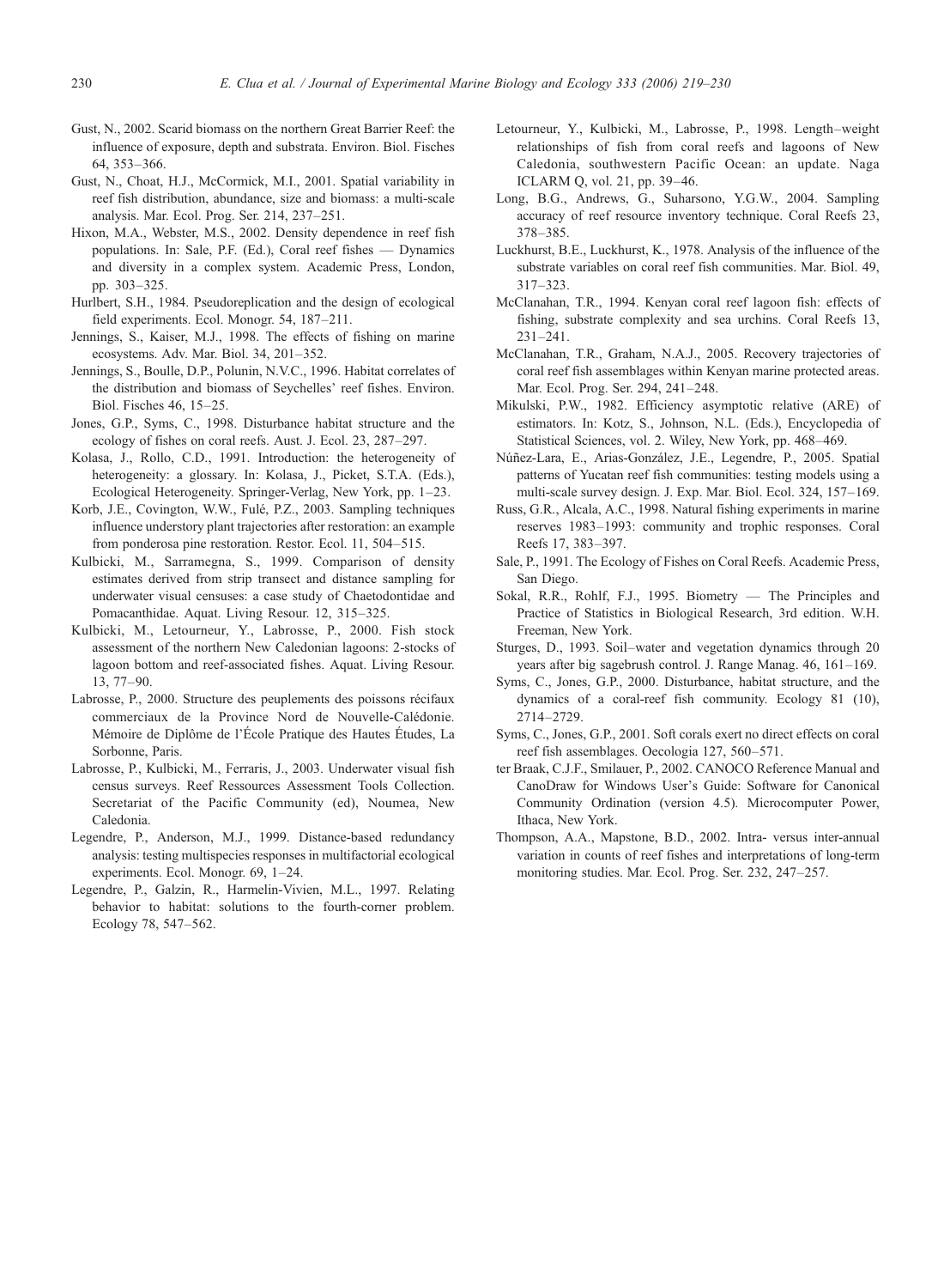Gust, N., 2002. Scarid biomass on the northern Great Barrier Reef: the influence of exposure, depth and substrata. Environ. Biol. Fisches 64, 353–366.

Gust, N., Choat, H.J., McCormick, M.I., 2001. Spatial variability in reef fish distribution, abundance, size and biomass: a multi-scale analysis. Mar. Ecol. Prog. Ser. 214, 237–251.

Hixon, M.A., Webster, M.S., 2002. Density dependence in reef fish populations. In: Sale, P.F. (Ed.), Coral reef fishes — Dynamics and diversity in a complex system. Academic Press, London, pp. 303–325.

Hurlbert, S.H., 1984. Pseudoreplication and the design of ecological field experiments. Ecol. Monogr. 54, 187–211.

Jennings, S., Kaiser, M.J., 1998. The effects of fishing on marine ecosystems. Adv. Mar. Biol. 34, 201–352.

Jennings, S., Boulle, D.P., Polunin, N.V.C., 1996. Habitat correlates of the distribution and biomass of Seychelles' reef fishes. Environ. Biol. Fisches 46, 15–25.

Jones, G.P., Syms, C., 1998. Disturbance habitat structure and the ecology of fishes on coral reefs. Aust. J. Ecol. 23, 287–297.

Kolasa, J., Rollo, C.D., 1991. Introduction: the heterogeneity of heterogeneity: a glossary. In: Kolasa, J., Picket, S.T.A. (Eds.), Ecological Heterogeneity. Springer-Verlag, New York, pp. 1–23.

Korb, J.E., Covington, W.W., Fulé, P.Z., 2003. Sampling techniques influence understory plant trajectories after restoration: an example from ponderosa pine restoration. Restor. Ecol. 11, 504–515.

Kulbicki, M., Sarramegna, S., 1999. Comparison of density estimates derived from strip transect and distance sampling for underwater visual censuses: a case study of Chaetodontidae and Pomacanthidae. Aquat. Living Resour. 12, 315–325.

Kulbicki, M., Letourneur, Y., Labrosse, P., 2000. Fish stock assessment of the northern New Caledonian lagoons: 2-stocks of lagoon bottom and reef-associated fishes. Aquat. Living Resour. 13, 77–90.

Labrosse, P., 2000. Structure des peuplements des poissons récifaux commerciaux de la Province Nord de Nouvelle-Calédonie. Mémoire de Diplôme de l'École Pratique des Hautes Études, La Sorbonne, Paris.

Labrosse, P., Kulbicki, M., Ferraris, J., 2003. Underwater visual fish census surveys. Reef Ressources Assessment Tools Collection. Secretariat of the Pacific Community (ed), Noumea, New Caledonia.

Legendre, P., Anderson, M.J., 1999. Distance-based redundancy analysis: testing multispecies responses in multifactorial ecological experiments. Ecol. Monogr. 69, 1–24.

Legendre, P., Galzin, R., Harmelin-Vivien, M.L., 1997. Relating behavior to habitat: solutions to the fourth-corner problem. Ecology 78, 547–562.

Letourneur, Y., Kulbicki, M., Labrosse, P., 1998. Length–weight relationships of fish from coral reefs and lagoons of New Caledonia, southwestern Pacific Ocean: an update. Naga ICLARM Q, vol. 21, pp. 39–46.

Long, B.G., Andrews, G., Suharsono, Y.G.W., 2004. Sampling accuracy of reef resource inventory technique. Coral Reefs 23, 378–385.

Luckhurst, B.E., Luckhurst, K., 1978. Analysis of the influence of the substrate variables on coral reef fish communities. Mar. Biol. 49, 317–323.

McClanahan, T.R., 1994. Kenyan coral reef lagoon fish: effects of fishing, substrate complexity and sea urchins. Coral Reefs 13, 231–241.

McClanahan, T.R., Graham, N.A.J., 2005. Recovery trajectories of coral reef fish assemblages within Kenyan marine protected areas. Mar. Ecol. Prog. Ser. 294, 241–248.

Mikulski, P.W., 1982. Efficiency asymptotic relative (ARE) of estimators. In: Kotz, S., Johnson, N.L. (Eds.), Encyclopedia of Statistical Sciences, vol. 2. Wiley, New York, pp. 468–469.

Núñez-Lara, E., Arias-González, J.E., Legendre, P., 2005. Spatial patterns of Yucatan reef fish communities: testing models using a multi-scale survey design. J. Exp. Mar. Biol. Ecol. 324, 157–169.

Russ, G.R., Alcala, A.C., 1998. Natural fishing experiments in marine reserves 1983–1993: community and trophic responses. Coral Reefs 17, 383–397.

Sale, P., 1991. The Ecology of Fishes on Coral Reefs. Academic Press, San Diego.

Sokal, R.R., Rohlf, F.J., 1995. Biometry — The Principles and Practice of Statistics in Biological Research, 3rd edition. W.H. Freeman, New York.

Sturges, D., 1993. Soil–water and vegetation dynamics through 20 years after big sagebrush control. J. Range Manag. 46, 161–169.

Syms, C., Jones, G.P., 2000. Disturbance, habitat structure, and the dynamics of a coral-reef fish community. Ecology 81 (10), 2714–2729.

Syms, C., Jones, G.P., 2001. Soft corals exert no direct effects on coral reef fish assemblages. Oecologia 127, 560–571.

ter Braak, C.J.F., Smilauer, P., 2002. CANOCO Reference Manual and CanoDraw for Windows User's Guide: Software for Canonical Community Ordination (version 4.5). Microcomputer Power, Ithaca, New York.

Thompson, A.A., Mapstone, B.D., 2002. Intra- versus inter-annual variation in counts of reef fishes and interpretations of long-term monitoring studies. Mar. Ecol. Prog. Ser. 232, 247–257.